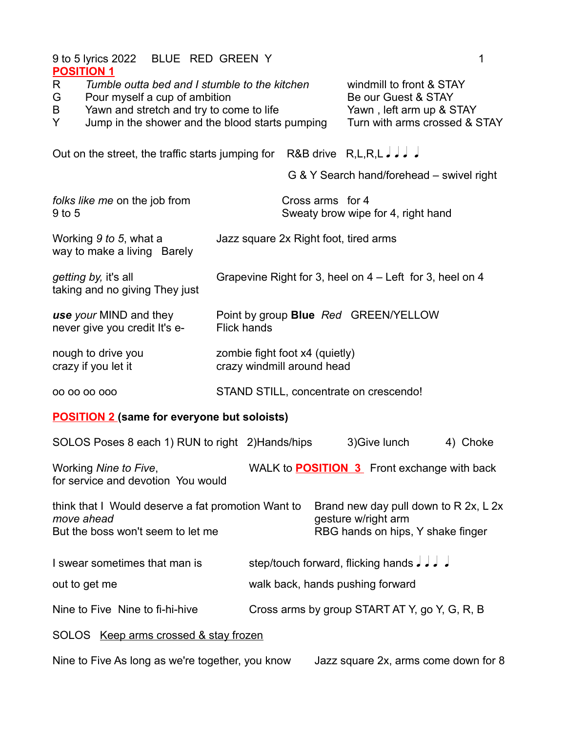9 to 5 lyrics 2022    BLUE   RED  GREEN  Y

**POSITION 1**

| | Lyrics | Moves |
|---|---|---|
| R | *Tumble outta bed and I stumble to the kitchen* | windmill to front & STAY |
| G | Pour myself a cup of ambition | Be our Guest & STAY |
| B | Yawn and stretch and try to come to life | Yawn , left arm up & STAY |
| Y | Jump in the shower and the blood starts pumping | Turn with arms crossed & STAY |

Out on the street, the traffic starts jumping for    R&B drive   R,L,R,L ♩ ♩ ♩ ♩

G & Y Search hand/forehead – swivel right

| Lyrics | Moves |
|---|---|
| *folks like me* on the job from 9 to 5 | Cross arms  for 4<br>Sweaty brow wipe for 4, right hand |
| Working *9 to 5*, what a way to make a living   Barely | Jazz square 2x Right foot, tired arms |
| *getting by,* it's all taking and no giving They just | Grapevine Right for 3, heel on 4 – Left  for 3, heel on 4 |
| ***use** your* MIND and they never give you credit It's e- | Point by group **Blue**  *Red*  GREEN/YELLOW<br>Flick hands |
| nough to drive you crazy if you let it | zombie fight foot x4 (quietly)<br>crazy windmill around head |
| oo oo oo ooo | STAND STILL, concentrate on crescendo! |

**POSITION 2 (same for everyone but soloists)**

SOLOS Poses 8 each 1) RUN to right   2)Hands/hips   3)Give lunch   4) Choke

| Lyrics | Moves |
|---|---|
| Working *Nine to Five*, for service and devotion  You would | WALK to **POSITION 3**  Front exchange with back |
| think that I  Would deserve a fat promotion Want to *move ahead*<br>But the boss won't seem to let me | Brand new day pull down to R 2x, L 2x gesture w/right arm<br>RBG hands on hips, Y shake finger |
| I swear sometimes that man is | step/touch forward, flicking hands ♩ ♩ ♩ ♩ |
| out to get me | walk back, hands pushing forward |
| Nine to Five  Nine to fi-hi-hive | Cross arms by group START AT Y, go Y, G, R, B |

SOLOS   Keep arms crossed & stay frozen

Nine to Five As long as we're together, you know    Jazz square 2x, arms come down for 8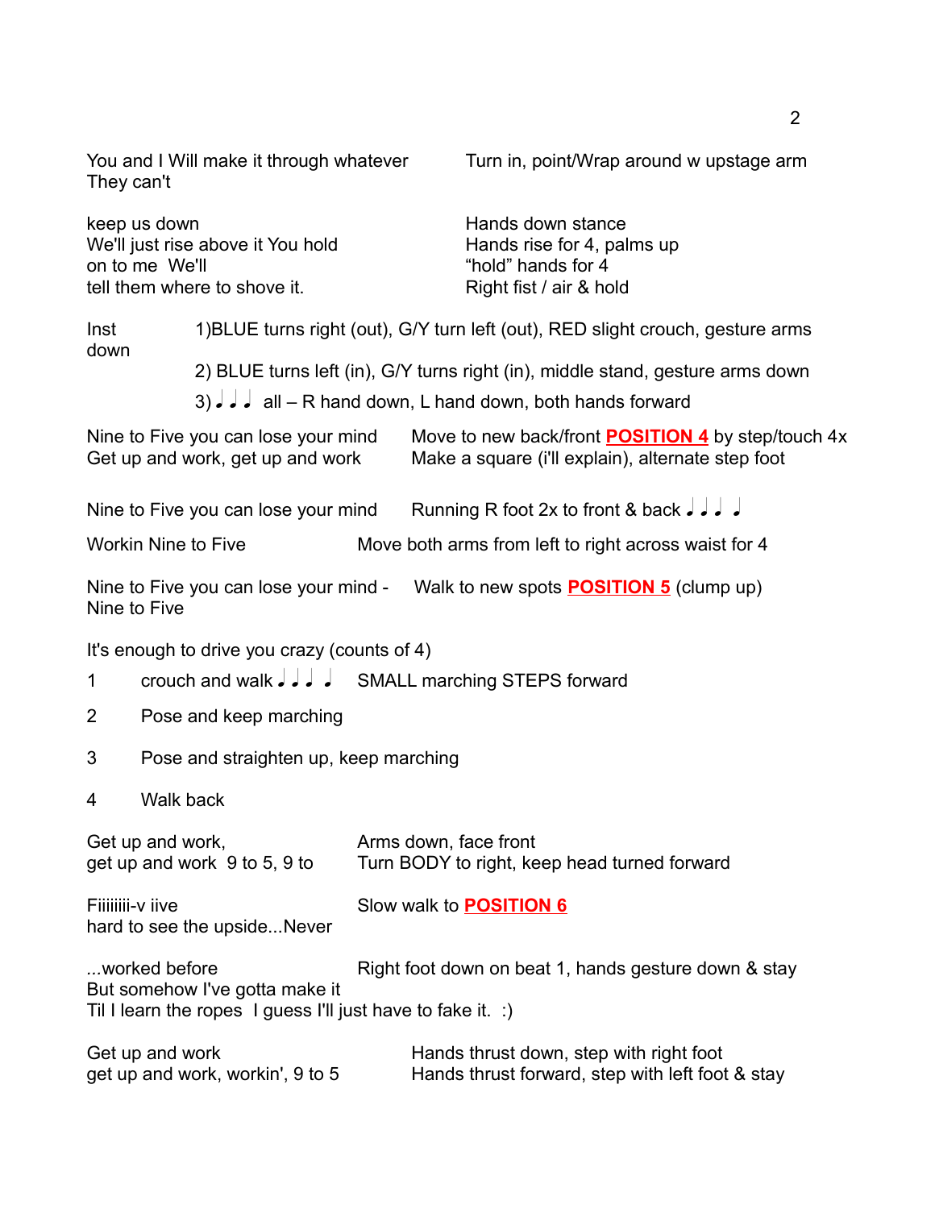| Lyrics | Choreography |
|---|---|
| You and I Will make it through whatever They can't | Turn in, point/Wrap around w upstage arm |
| keep us down<br>We'll just rise above it You hold on to me We'll<br>tell them where to shove it. | Hands down stance<br>Hands rise for 4, palms up<br>"hold" hands for 4<br>Right fist / air & hold |

Inst down

1) BLUE turns right (out), G/Y turn left (out), RED slight crouch, gesture arms

2) BLUE turns left (in), G/Y turns right (in), middle stand, gesture arms down

3) ♩ ♩ ♩ all – R hand down, L hand down, both hands forward

| Lyrics | Choreography |
|---|---|
| Nine to Five you can lose your mind<br>Get up and work, get up and work | Move to new back/front **POSITION 4** by step/touch 4x<br>Make a square (i'll explain), alternate step foot |
| Nine to Five you can lose your mind | Running R foot 2x to front & back ♩ ♩ ♩ ♩ |
| Workin Nine to Five | Move both arms from left to right across waist for 4 |
| Nine to Five you can lose your mind - Nine to Five | Walk to new spots **POSITION 5** (clump up) |

It's enough to drive you crazy (counts of 4)

1. crouch and walk ♩ ♩ ♩ ♩ SMALL marching STEPS forward
2. Pose and keep marching
3. Pose and straighten up, keep marching
4. Walk back

| Lyrics | Choreography |
|---|---|
| Get up and work,<br>get up and work 9 to 5, 9 to | Arms down, face front<br>Turn BODY to right, keep head turned forward |
| Fiiiiiiii-v iive<br>hard to see the upside...Never | Slow walk to **POSITION 6** |
| ...worked before<br>But somehow I've gotta make it<br>Til I learn the ropes I guess I'll just have to fake it. :) | Right foot down on beat 1, hands gesture down & stay |
| Get up and work<br>get up and work, workin', 9 to 5 | Hands thrust down, step with right foot<br>Hands thrust forward, step with left foot & stay |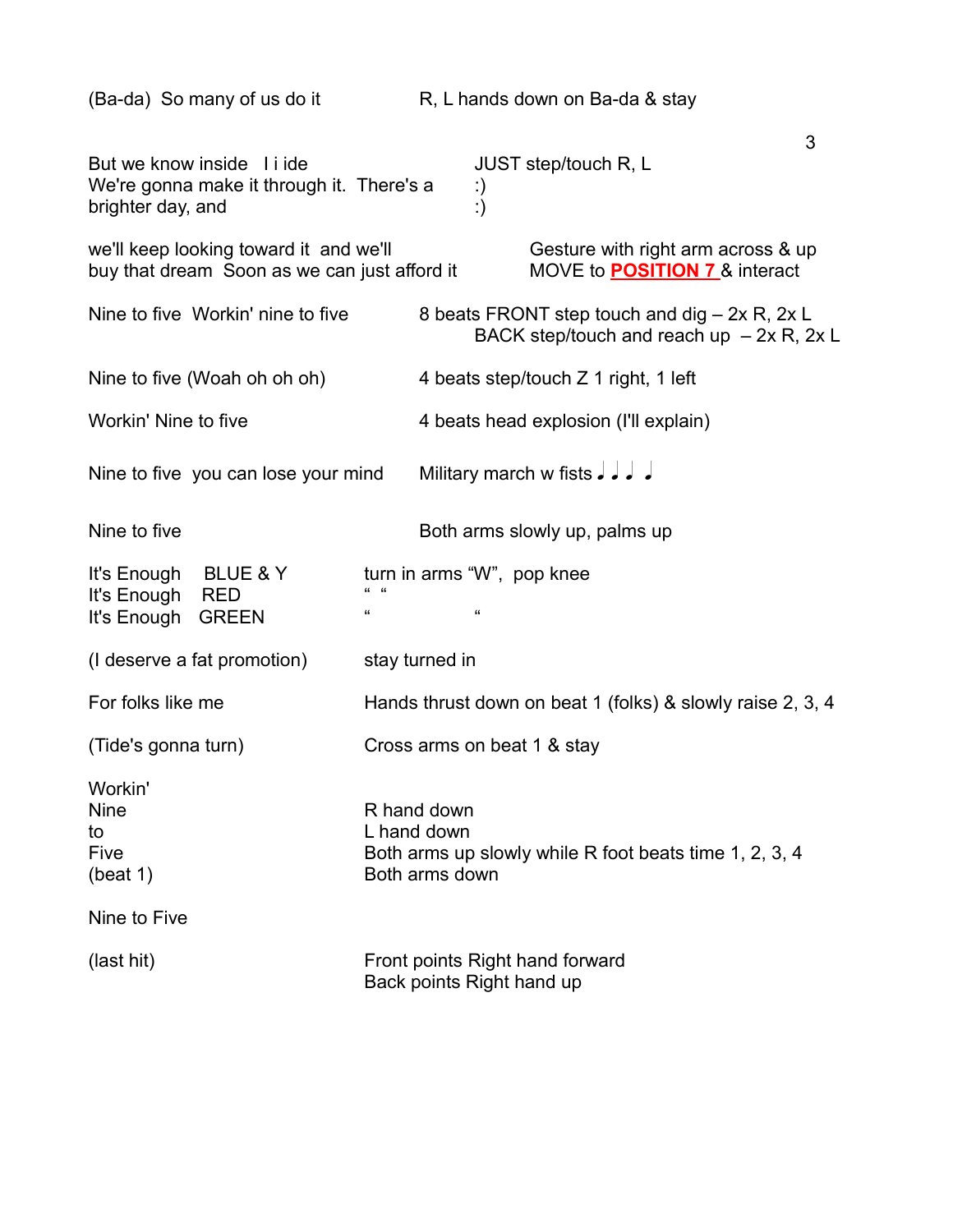| | |
|---|---|
| (Ba-da) So many of us do it | R, L hands down on Ba-da & stay |
| But we know inside I i ide<br>We're gonna make it through it. There's a brighter day, and | JUST step/touch R, L<br>:)<br>:) |
| we'll keep looking toward it and we'll buy that dream Soon as we can just afford it | Gesture with right arm across & up<br>MOVE to **POSITION 7** & interact |
| Nine to five Workin' nine to five | 8 beats FRONT step touch and dig – 2x R, 2x L<br>BACK step/touch and reach up – 2x R, 2x L |
| Nine to five (Woah oh oh oh) | 4 beats step/touch Z 1 right, 1 left |
| Workin' Nine to five | 4 beats head explosion (I'll explain) |
| Nine to five you can lose your mind | Military march w fists ♩ ♩ ♩ ♩ |
| Nine to five | Both arms slowly up, palms up |
| It's Enough BLUE & Y<br>It's Enough RED<br>It's Enough GREEN | turn in arms "W", pop knee<br>" "<br>" " |
| (I deserve a fat promotion) | stay turned in |
| For folks like me | Hands thrust down on beat 1 (folks) & slowly raise 2, 3, 4 |
| (Tide's gonna turn) | Cross arms on beat 1 & stay |
| Workin'<br>Nine<br>to<br>Five<br>(beat 1) | <br>R hand down<br>L hand down<br>Both arms up slowly while R foot beats time 1, 2, 3, 4<br>Both arms down |
| Nine to Five | |
| (last hit) | Front points Right hand forward<br>Back points Right hand up |